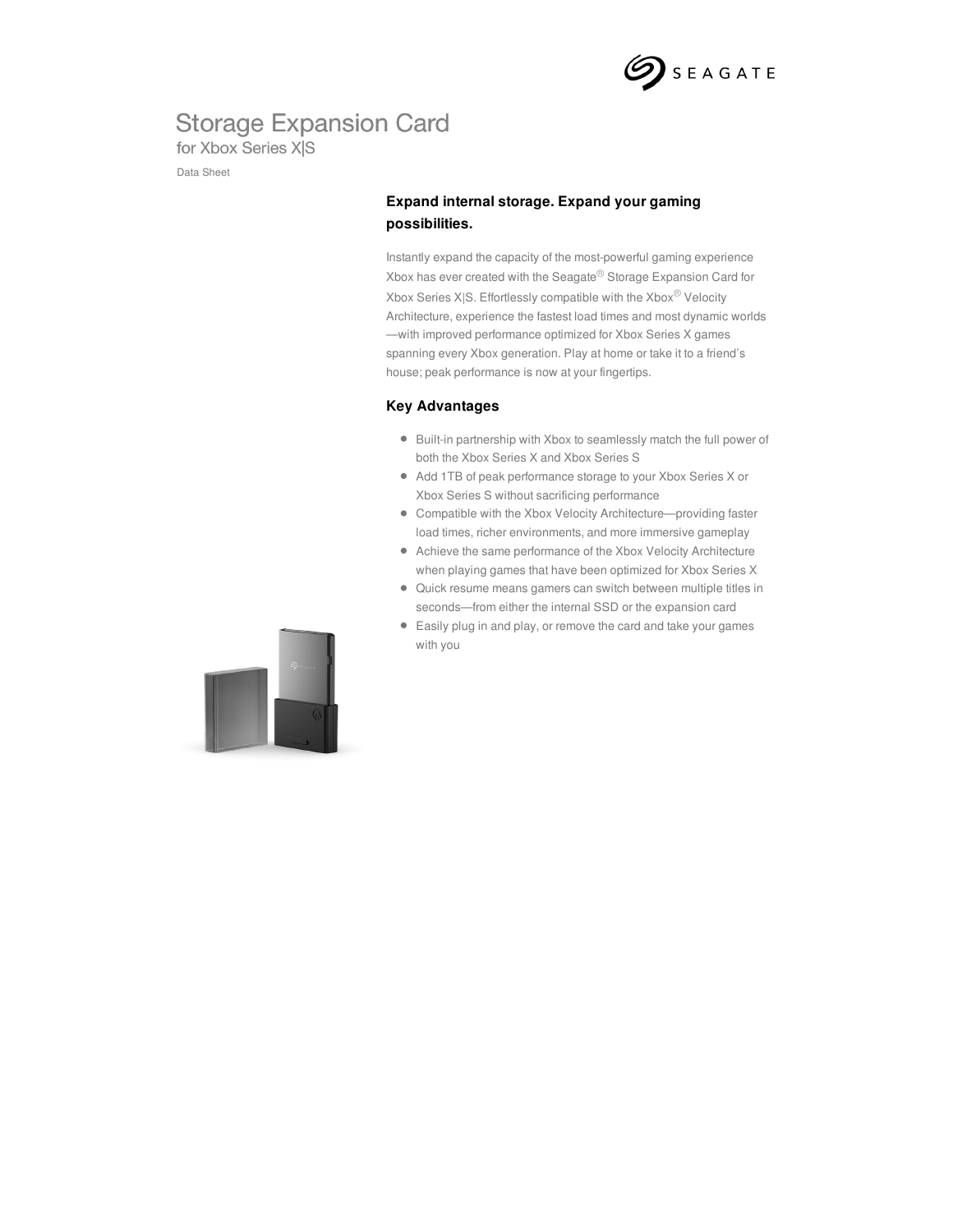# Storage Expansion Card

## for Xbox Series X|S

Data Sheet

### Expand internal storage. Expand your gaming possibilities.

Instantly expand the capacity of the most-powerful gaming experience Xbox has ever created with the Seagate® Storage Expansion Card for Xbox Series X|S. Effortlessly compatible with the Xbox® Velocity Architecture, experience the fastest load times and most dynamic worlds —with improved performance optimized for Xbox Series X games spanning every Xbox generation. Play at home or take it to a friend's house; peak performance is now at your fingertips.

### Key Advantages

- Built-in partnership with Xbox to seamlessly match the full power of both the Xbox Series X and Xbox Series S
- Add 1TB of peak performance storage to your Xbox Series X or Xbox Series S without sacrificing performance
- Compatible with the Xbox Velocity Architecture—providing faster load times, richer environments, and more immersive gameplay
- Achieve the same performance of the Xbox Velocity Architecture when playing games that have been optimized for Xbox Series X
- Quick resume means gamers can switch between multiple titles in seconds—from either the internal SSD or the expansion card
- Easily plug in and play, or remove the card and take your games with you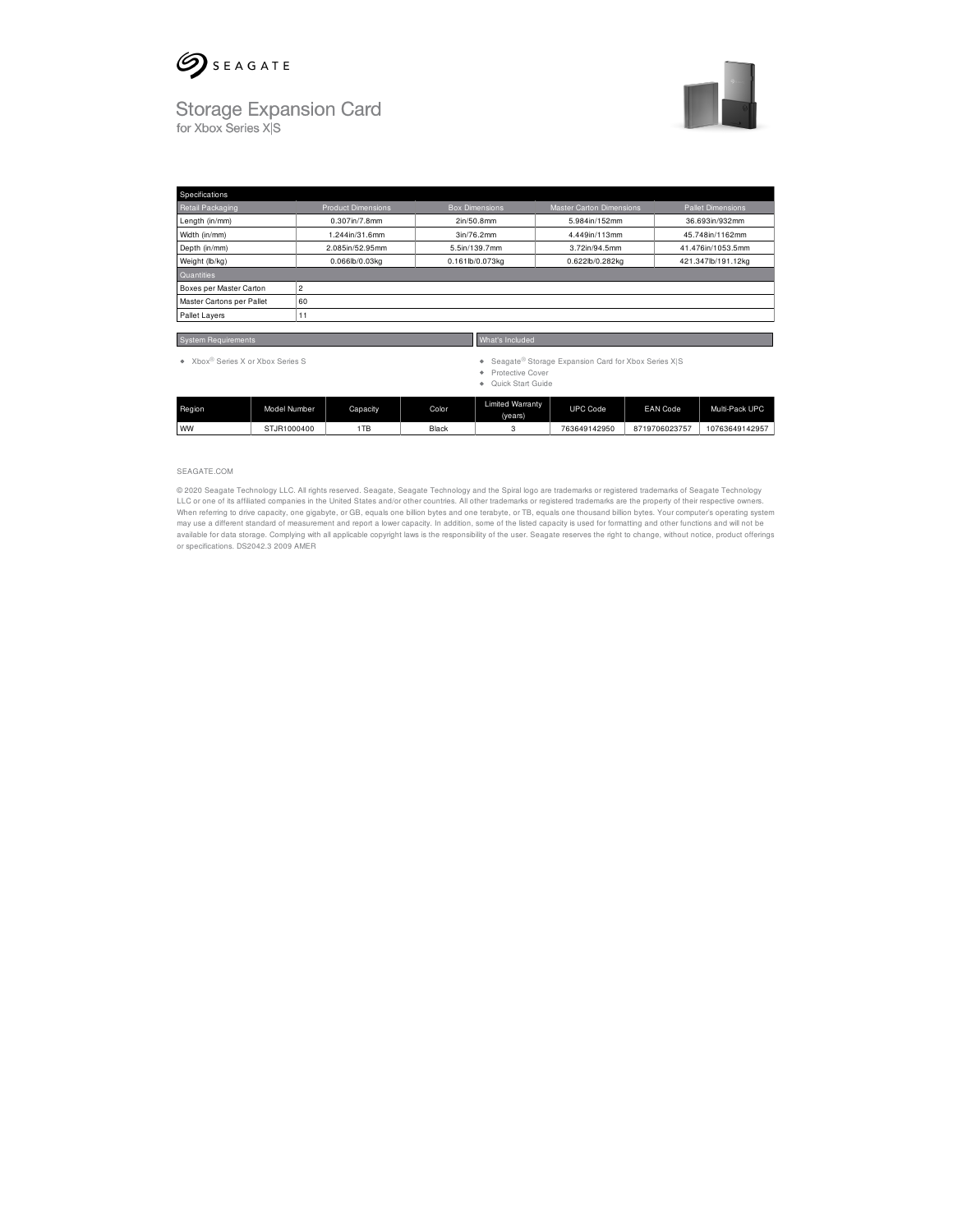# Storage Expansion Card

for Xbox Series X|S

| Specifications | | | | |
|---|---|---|---|---|
| Retail Packaging | Product Dimensions | Box Dimensions | Master Carton Dimensions | Pallet Dimensions |
| Length (in/mm) | 0.307in/7.8mm | 2in/50.8mm | 5.984in/152mm | 36.693in/932mm |
| Width (in/mm) | 1.244in/31.6mm | 3in/76.2mm | 4.449in/113mm | 45.748in/1162mm |
| Depth (in/mm) | 2.085in/52.95mm | 5.5in/139.7mm | 3.72in/94.5mm | 41.476in/1053.5mm |
| Weight (lb/kg) | 0.066lb/0.03kg | 0.161lb/0.073kg | 0.622lb/0.282kg | 421.347lb/191.12kg |
| Quantities | | | | |
| Boxes per Master Carton | 2 | | | |
| Master Cartons per Pallet | 60 | | | |
| Pallet Layers | 11 | | | |

**System Requirements**

- Xbox® Series X or Xbox Series S

**What's Included**

- Seagate® Storage Expansion Card for Xbox Series X|S
- Protective Cover
- Quick Start Guide

| Region | Model Number | Capacity | Color | Limited Warranty (years) | UPC Code | EAN Code | Multi-Pack UPC |
|---|---|---|---|---|---|---|---|
| WW | STJR1000400 | 1TB | Black | 3 | 763649142950 | 8719706023757 | 10763649142957 |

SEAGATE.COM

© 2020 Seagate Technology LLC. All rights reserved. Seagate, Seagate Technology and the Spiral logo are trademarks or registered trademarks of Seagate Technology LLC or one of its affiliated companies in the United States and/or other countries. All other trademarks or registered trademarks are the property of their respective owners. When referring to drive capacity, one gigabyte, or GB, equals one billion bytes and one terabyte, or TB, equals one thousand billion bytes. Your computer's operating system may use a different standard of measurement and report a lower capacity. In addition, some of the listed capacity is used for formatting and other functions and will not be available for data storage. Complying with all applicable copyright laws is the responsibility of the user. Seagate reserves the right to change, without notice, product offerings or specifications. DS2042.3 2009 AMER